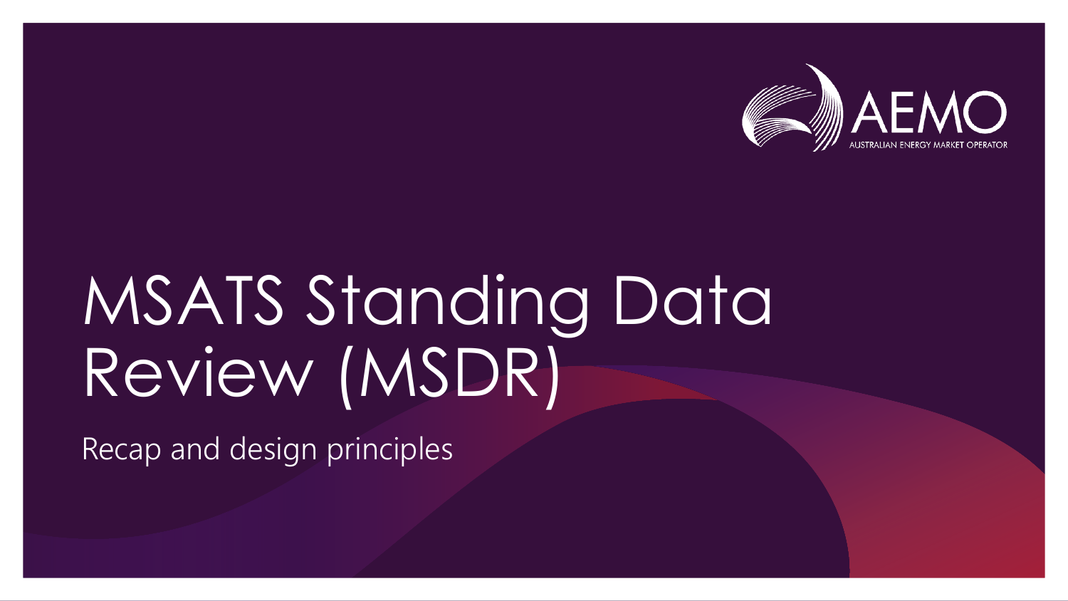AEMO

AUSTRALIAN ENERGY MARKET OPERATOR

# MSATS Standing Data Review (MSDR)

Recap and design principles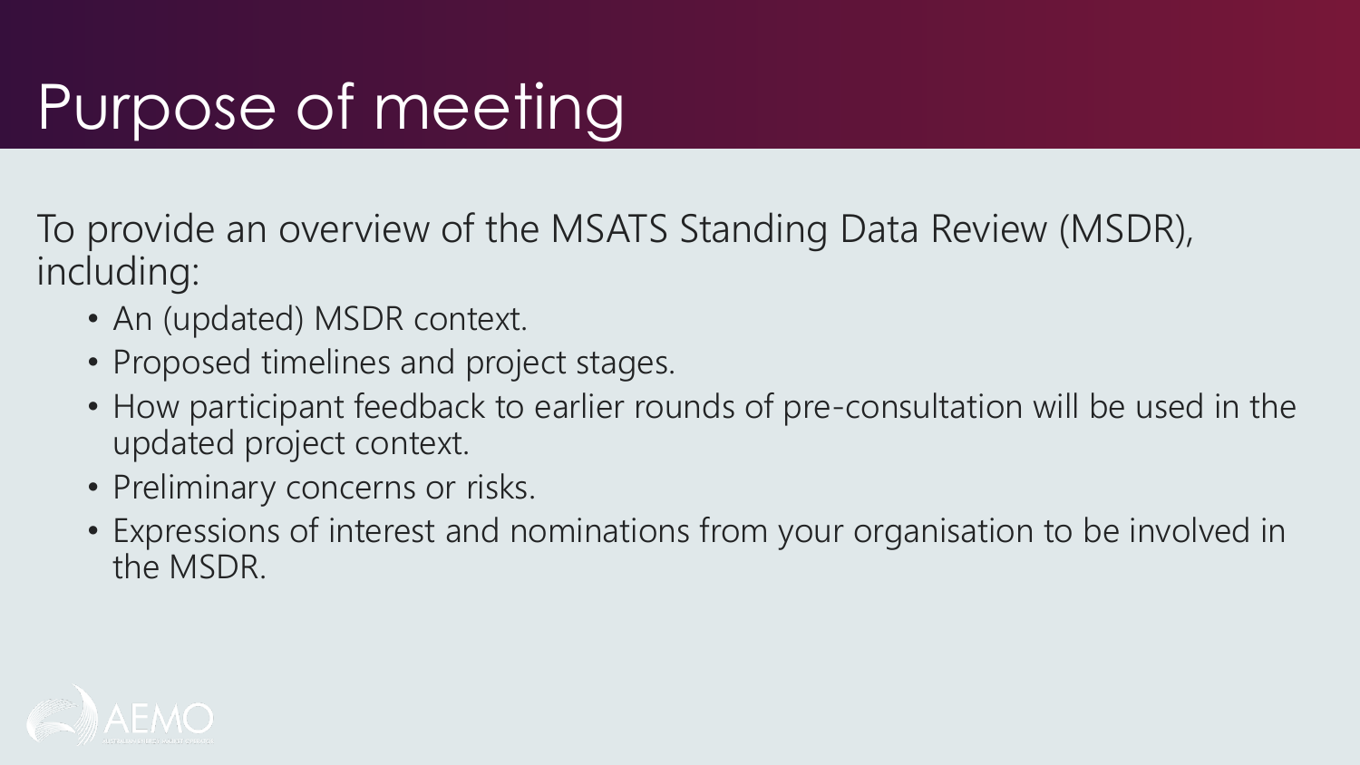# Purpose of meeting

To provide an overview of the MSATS Standing Data Review (MSDR), including:

- An (updated) MSDR context.
- Proposed timelines and project stages.
- How participant feedback to earlier rounds of pre-consultation will be used in the updated project context.
- Preliminary concerns or risks.
- Expressions of interest and nominations from your organisation to be involved in the MSDR.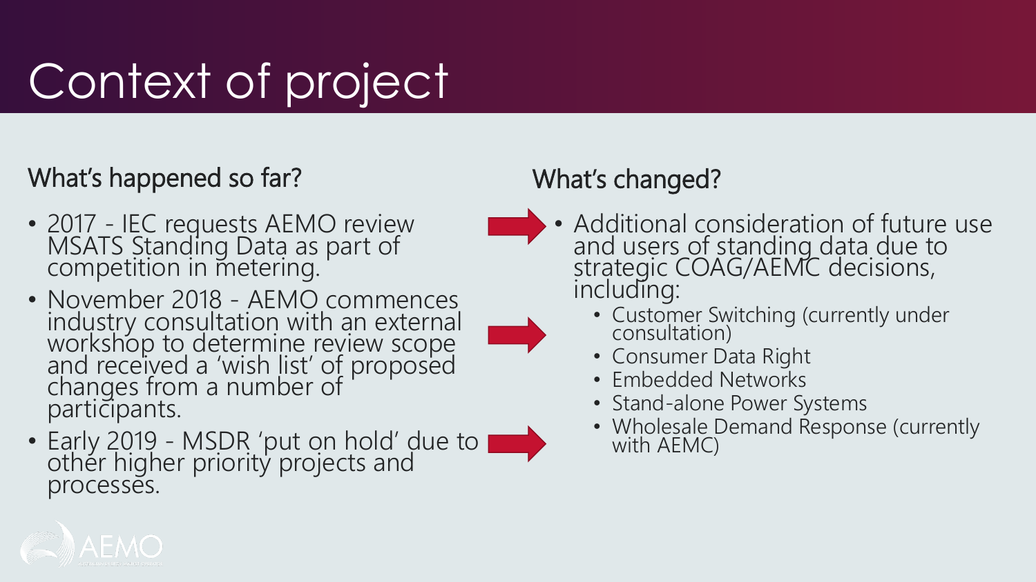# Context of project

## What's happened so far?

- 2017 - IEC requests AEMO review MSATS Standing Data as part of competition in metering.
- November 2018 - AEMO commences industry consultation with an external workshop to determine review scope and received a 'wish list' of proposed changes from a number of participants.
- Early 2019 - MSDR 'put on hold' due to other higher priority projects and processes.

## What's changed?

- Additional consideration of future use and users of standing data due to strategic COAG/AEMC decisions, including:
  - Customer Switching (currently under consultation)
  - Consumer Data Right
  - Embedded Networks
  - Stand-alone Power Systems
  - Wholesale Demand Response (currently with AEMC)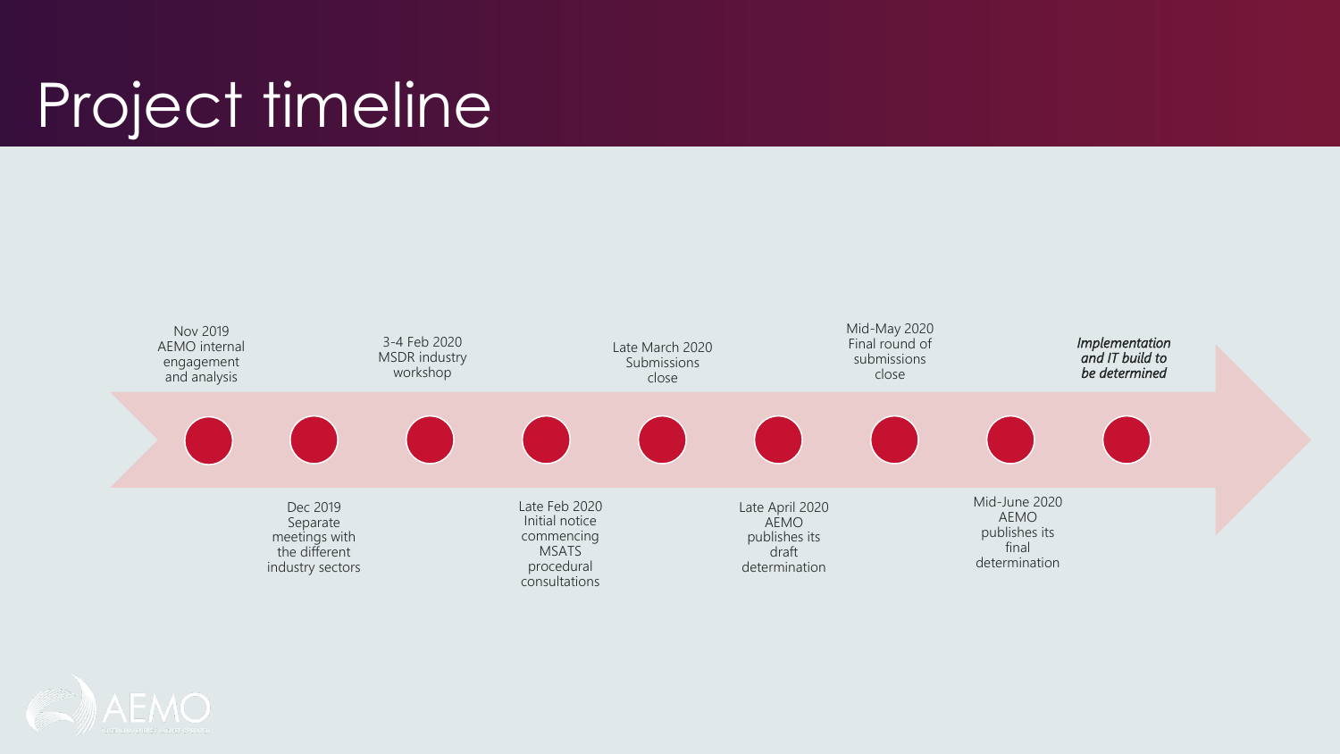# Project timeline

- Nov 2019 AEMO internal engagement and analysis
- Dec 2019 Separate meetings with the different industry sectors
- 3-4 Feb 2020 MSDR industry workshop
- Late Feb 2020 Initial notice commencing MSATS procedural consultations
- Late March 2020 Submissions close
- Late April 2020 AEMO publishes its draft determination
- Mid-May 2020 Final round of submissions close
- Mid-June 2020 AEMO publishes its final determination
- *Implementation and IT build to be determined*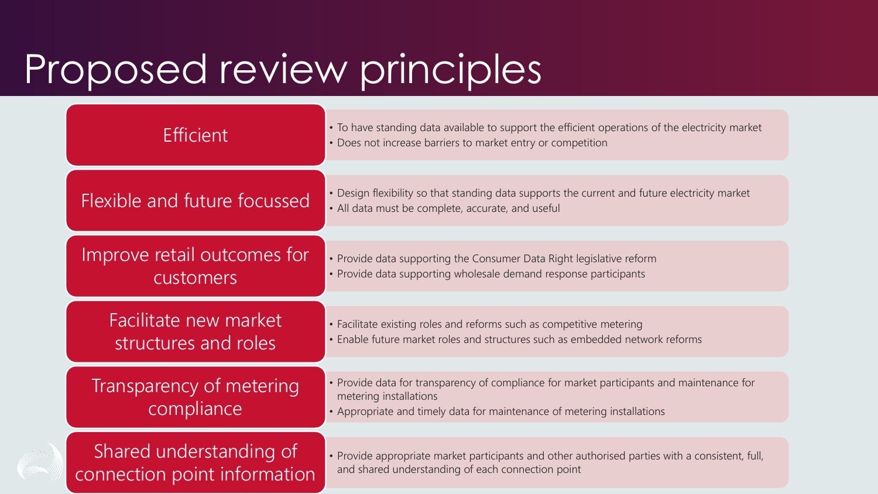# Proposed review principles

| Principle | Description |
| --- | --- |
| Efficient | • To have standing data available to support the efficient operations of the electricity market<br>• Does not increase barriers to market entry or competition |
| Flexible and future focussed | • Design flexibility so that standing data supports the current and future electricity market<br>• All data must be complete, accurate, and useful |
| Improve retail outcomes for customers | • Provide data supporting the Consumer Data Right legislative reform<br>• Provide data supporting wholesale demand response participants |
| Facilitate new market structures and roles | • Facilitate existing roles and reforms such as competitive metering<br>• Enable future market roles and structures such as embedded network reforms |
| Transparency of metering compliance | • Provide data for transparency of compliance for market participants and maintenance for metering installations<br>• Appropriate and timely data for maintenance of metering installations |
| Shared understanding of connection point information | • Provide appropriate market participants and other authorised parties with a consistent, full, and shared understanding of each connection point |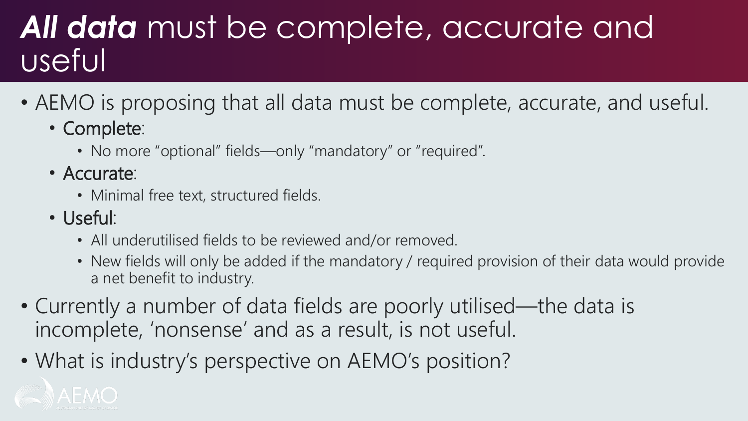# ***All data*** must be complete, accurate and useful

- AEMO is proposing that all data must be complete, accurate, and useful.
  - Complete:
    - No more "optional" fields—only "mandatory" or "required".
  - Accurate:
    - Minimal free text, structured fields.
  - Useful:
    - All underutilised fields to be reviewed and/or removed.
    - New fields will only be added if the mandatory / required provision of their data would provide a net benefit to industry.
- Currently a number of data fields are poorly utilised—the data is incomplete, 'nonsense' and as a result, is not useful.
- What is industry's perspective on AEMO's position?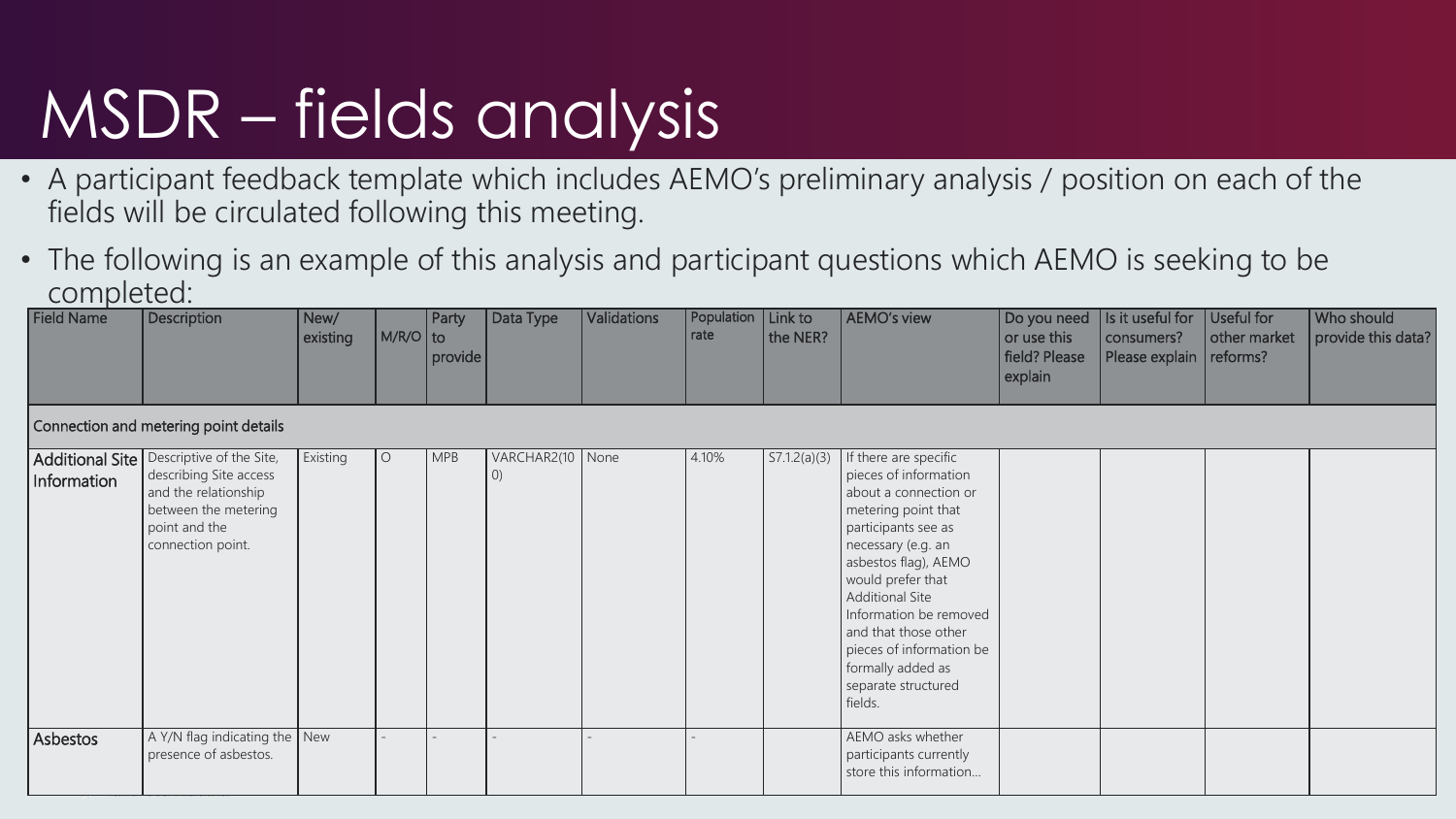# MSDR – fields analysis

- A participant feedback template which includes AEMO's preliminary analysis / position on each of the fields will be circulated following this meeting.
- The following is an example of this analysis and participant questions which AEMO is seeking to be completed:

| Field Name | Description | New/ existing | M/R/O | Party to provide | Data Type | Validations | Population rate | Link to the NER? | AEMO's view | Do you need or use this field? Please explain | Is it useful for consumers? Please explain | Useful for other market reforms? | Who should provide this data? |
|---|---|---|---|---|---|---|---|---|---|---|---|---|---|
| Connection and metering point details | | | | | | | | | | | | | |
| **Additional Site Information** | Descriptive of the Site, describing Site access and the relationship between the metering point and the connection point. | Existing | O | MPB | VARCHAR2(100) | None | 4.10% | S7.1.2(a)(3) | If there are specific pieces of information about a connection or metering point that participants see as necessary (e.g. an asbestos flag), AEMO would prefer that Additional Site Information be removed and that those other pieces of information be formally added as separate structured fields. | | | | |
| **Asbestos** | A Y/N flag indicating the presence of asbestos. | New | - | - | - | - | - | | AEMO asks whether participants currently store this information… | | | | |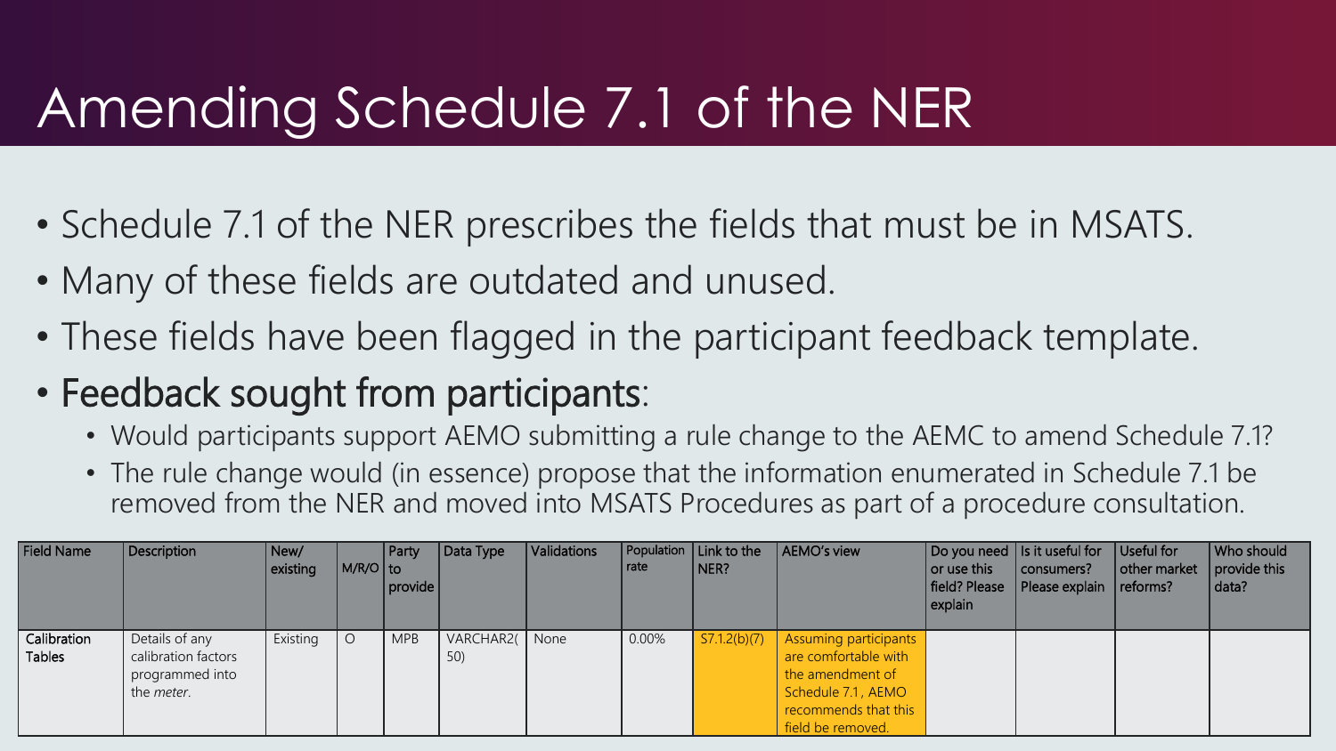# Amending Schedule 7.1 of the NER

- Schedule 7.1 of the NER prescribes the fields that must be in MSATS.
- Many of these fields are outdated and unused.
- These fields have been flagged in the participant feedback template.
- **Feedback sought from participants**:
  - Would participants support AEMO submitting a rule change to the AEMC to amend Schedule 7.1?
  - The rule change would (in essence) propose that the information enumerated in Schedule 7.1 be removed from the NER and moved into MSATS Procedures as part of a procedure consultation.

| Field Name | Description | New/ existing | M/R/O | Party to provide | Data Type | Validations | Population rate | Link to the NER? | AEMO's view | Do you need or use this field? Please explain | Is it useful for consumers? Please explain | Useful for other market reforms? | Who should provide this data? |
|---|---|---|---|---|---|---|---|---|---|---|---|---|---|
| Calibration Tables | Details of any calibration factors programmed into the *meter*. | Existing | O | MPB | VARCHAR2(50) | None | 0.00% | S7.1.2(b)(7) | Assuming participants are comfortable with the amendment of Schedule 7.1, AEMO recommends that this field be removed. | | | | |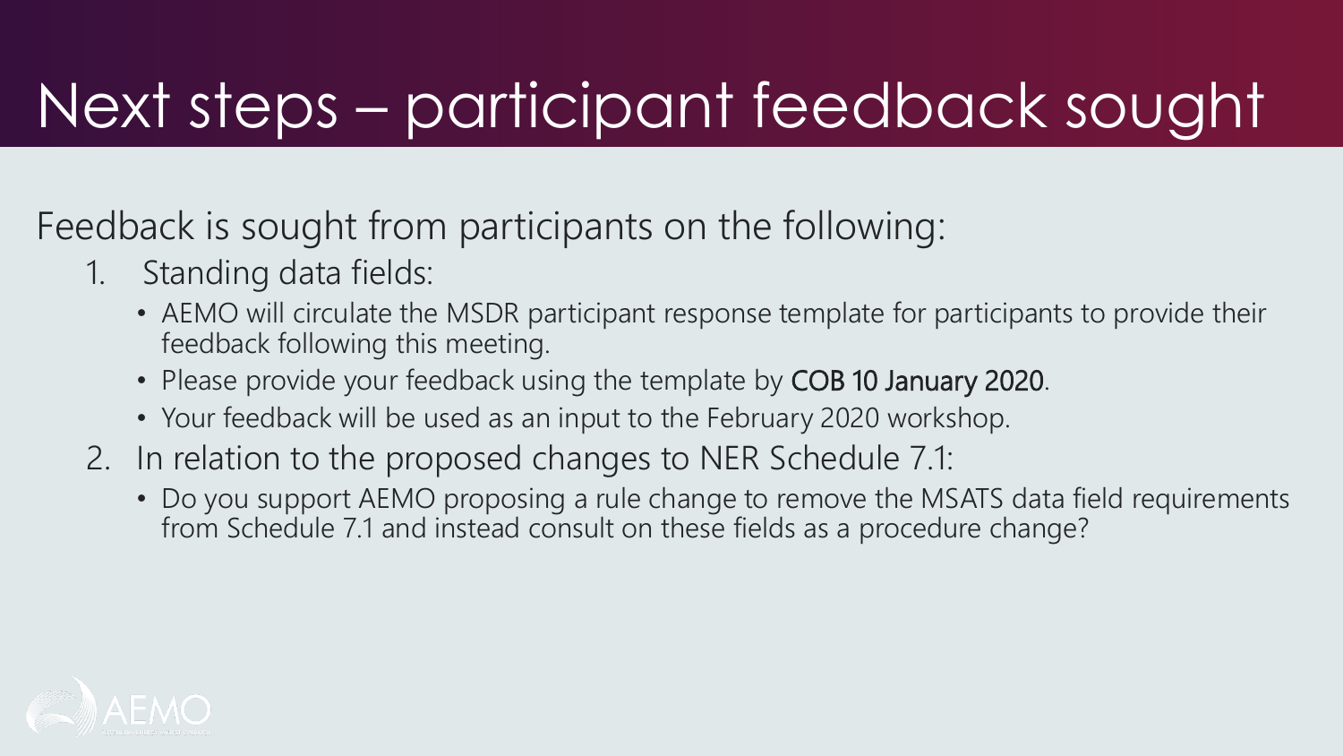# Next steps – participant feedback sought

Feedback is sought from participants on the following:

1. Standing data fields:
   - AEMO will circulate the MSDR participant response template for participants to provide their feedback following this meeting.
   - Please provide your feedback using the template by **COB 10 January 2020**.
   - Your feedback will be used as an input to the February 2020 workshop.
2. In relation to the proposed changes to NER Schedule 7.1:
   - Do you support AEMO proposing a rule change to remove the MSATS data field requirements from Schedule 7.1 and instead consult on these fields as a procedure change?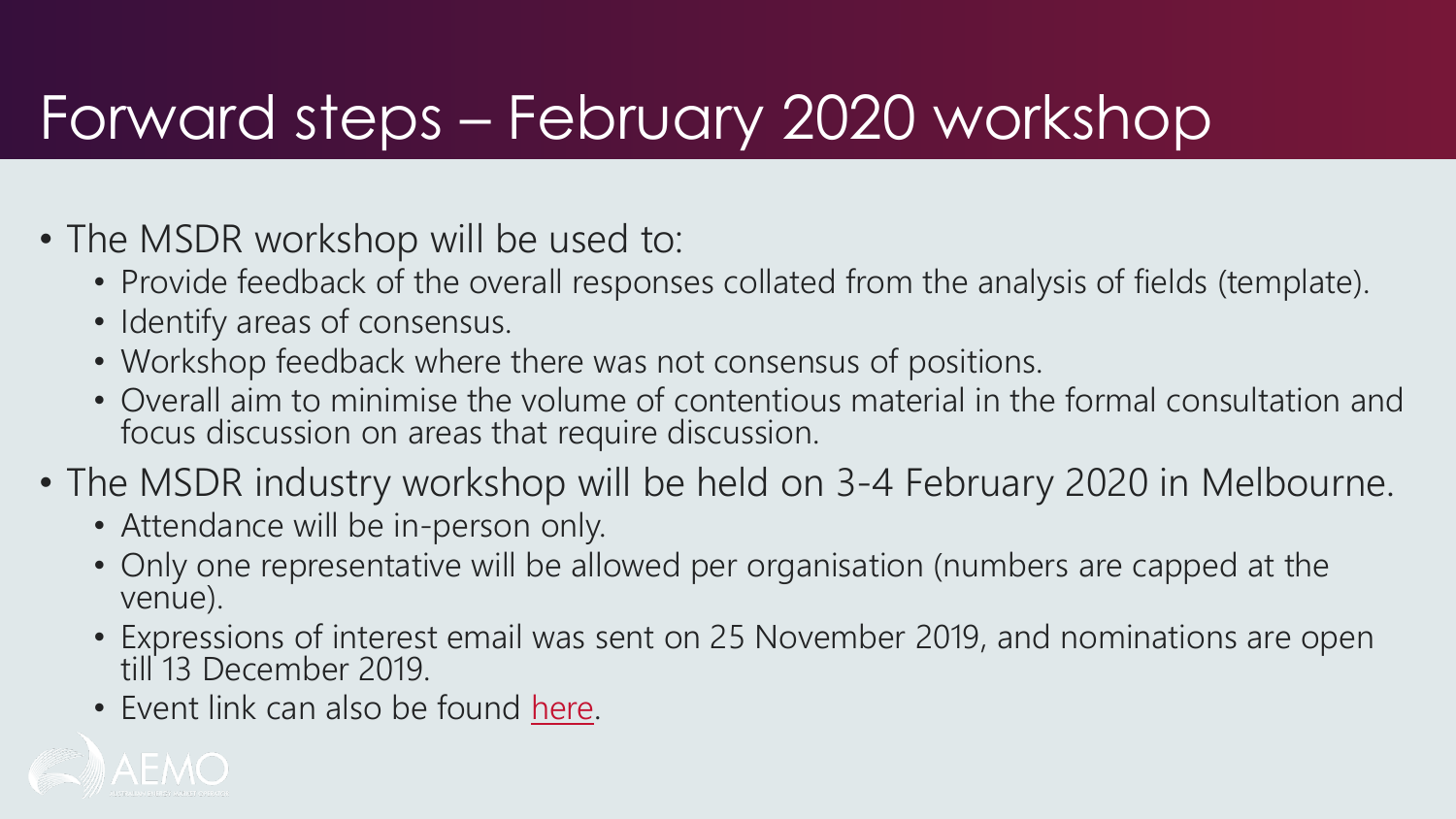# Forward steps – February 2020 workshop

- The MSDR workshop will be used to:
  - Provide feedback of the overall responses collated from the analysis of fields (template).
  - Identify areas of consensus.
  - Workshop feedback where there was not consensus of positions.
  - Overall aim to minimise the volume of contentious material in the formal consultation and focus discussion on areas that require discussion.
- The MSDR industry workshop will be held on 3-4 February 2020 in Melbourne.
  - Attendance will be in-person only.
  - Only one representative will be allowed per organisation (numbers are capped at the venue).
  - Expressions of interest email was sent on 25 November 2019, and nominations are open till 13 December 2019.
  - Event link can also be found here.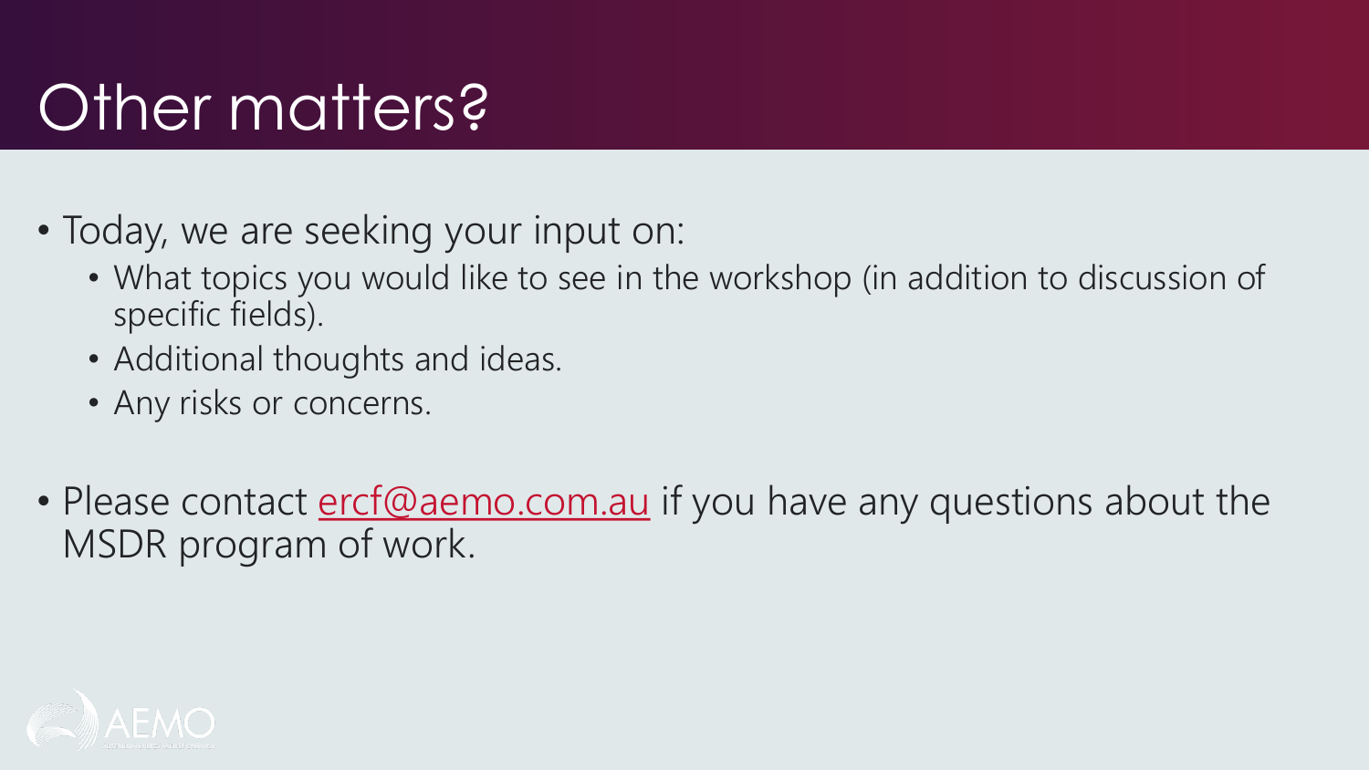# Other matters?

- Today, we are seeking your input on:
  - What topics you would like to see in the workshop (in addition to discussion of specific fields).
  - Additional thoughts and ideas.
  - Any risks or concerns.

- Please contact [ercf@aemo.com.au](mailto:ercf@aemo.com.au) if you have any questions about the MSDR program of work.